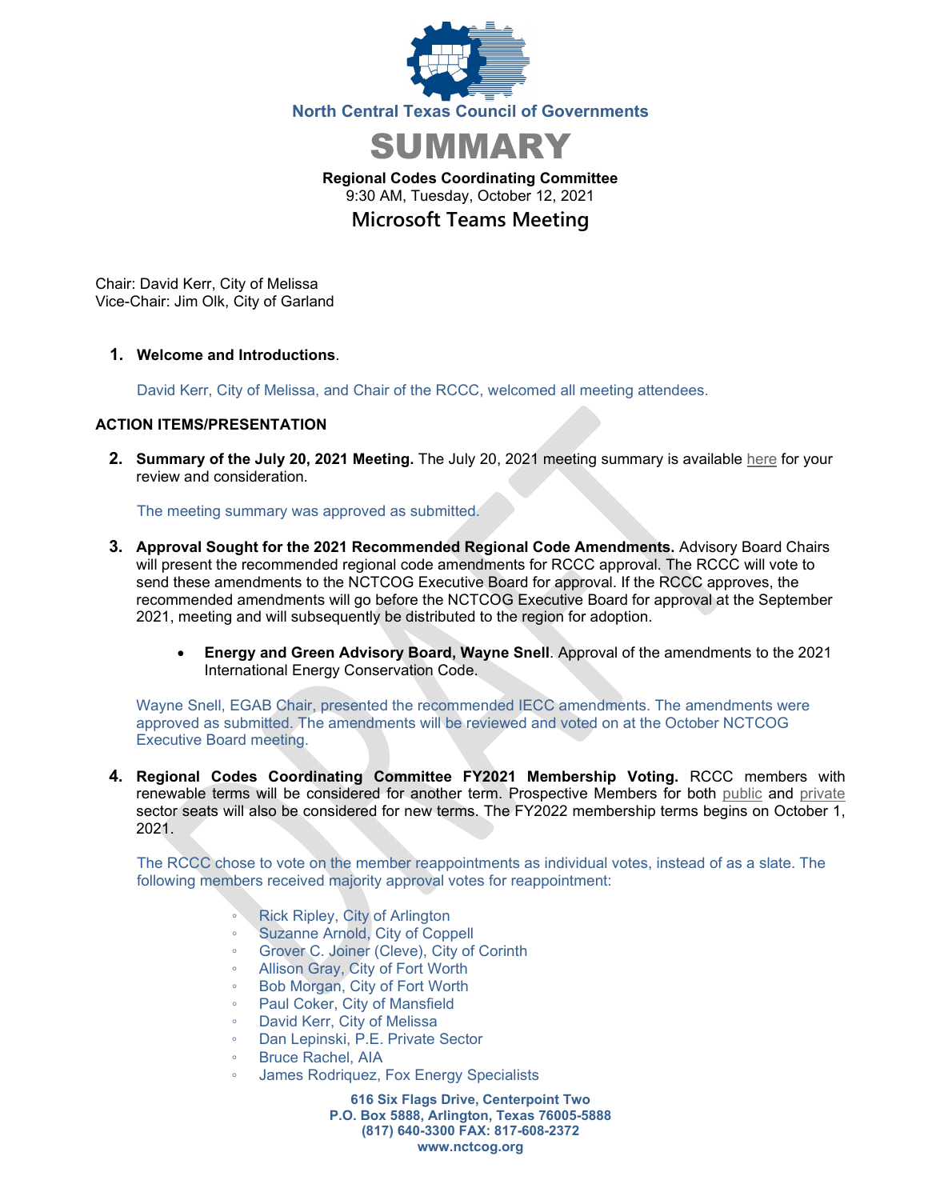North Central Texas Council of Governments

# SUMMARY

**Regional Codes Coordinating Committee**
9:30 AM, Tuesday, October 12, 2021

## Microsoft Teams Meeting

Chair: David Kerr, City of Melissa
Vice-Chair: Jim Olk, City of Garland

1. **Welcome and Introductions**.

   David Kerr, City of Melissa, and Chair of the RCCC, welcomed all meeting attendees.

**ACTION ITEMS/PRESENTATION**

2. **Summary of the July 20, 2021 Meeting.** The July 20, 2021 meeting summary is available here for your review and consideration.

   The meeting summary was approved as submitted.

3. **Approval Sought for the 2021 Recommended Regional Code Amendments.** Advisory Board Chairs will present the recommended regional code amendments for RCCC approval. The RCCC will vote to send these amendments to the NCTCOG Executive Board for approval. If the RCCC approves, the recommended amendments will go before the NCTCOG Executive Board for approval at the September 2021, meeting and will subsequently be distributed to the region for adoption.

   - **Energy and Green Advisory Board, Wayne Snell**. Approval of the amendments to the 2021 International Energy Conservation Code.

   Wayne Snell, EGAB Chair, presented the recommended IECC amendments. The amendments were approved as submitted. The amendments will be reviewed and voted on at the October NCTCOG Executive Board meeting.

4. **Regional Codes Coordinating Committee FY2021 Membership Voting.** RCCC members with renewable terms will be considered for another term. Prospective Members for both public and private sector seats will also be considered for new terms. The FY2022 membership terms begins on October 1, 2021.

   The RCCC chose to vote on the member reappointments as individual votes, instead of as a slate. The following members received majority approval votes for reappointment:

   - Rick Ripley, City of Arlington
   - Suzanne Arnold, City of Coppell
   - Grover C. Joiner (Cleve), City of Corinth
   - Allison Gray, City of Fort Worth
   - Bob Morgan, City of Fort Worth
   - Paul Coker, City of Mansfield
   - David Kerr, City of Melissa
   - Dan Lepinski, P.E. Private Sector
   - Bruce Rachel, AIA
   - James Rodriquez, Fox Energy Specialists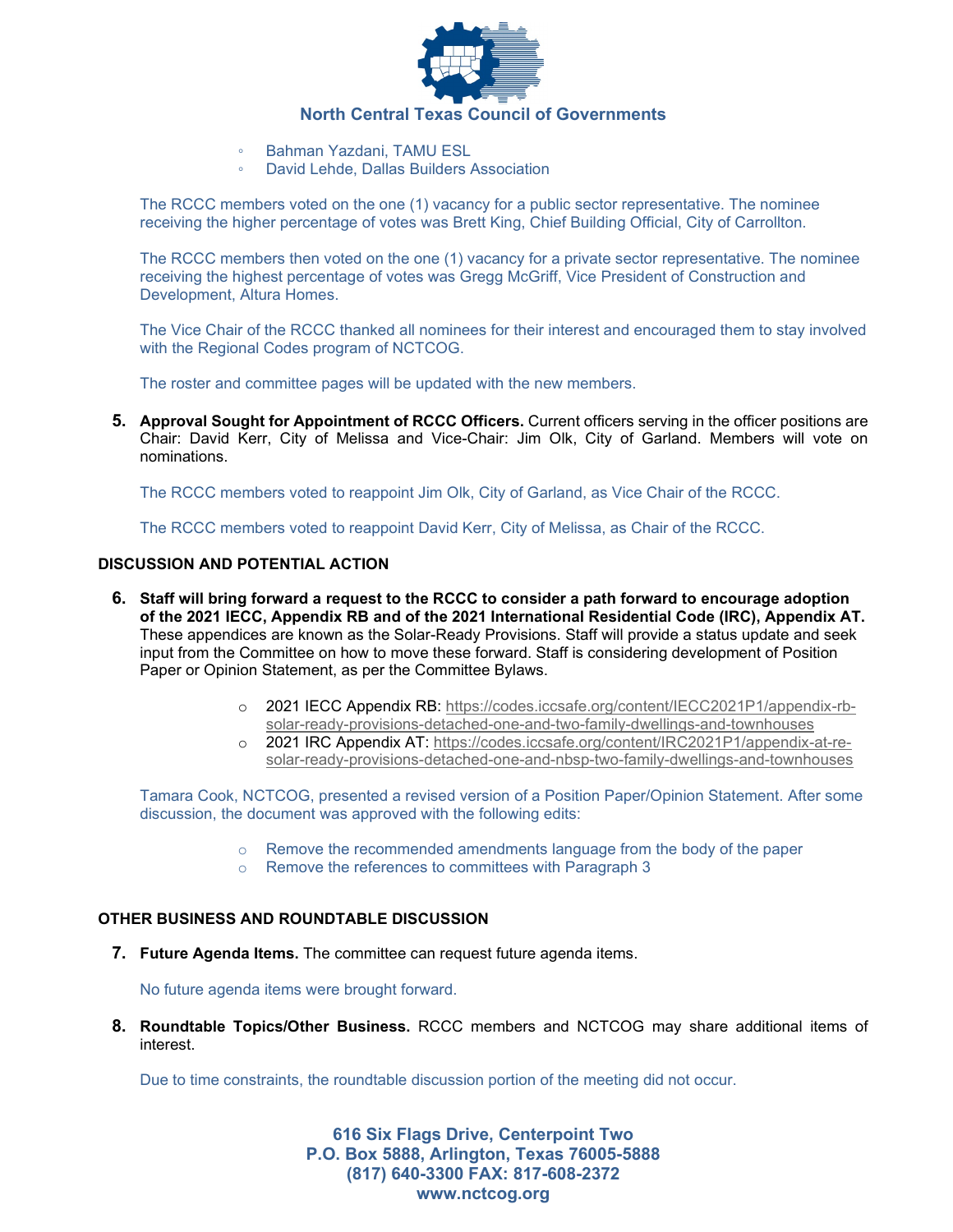- Bahman Yazdani, TAMU ESL
- David Lehde, Dallas Builders Association

The RCCC members voted on the one (1) vacancy for a public sector representative. The nominee receiving the higher percentage of votes was Brett King, Chief Building Official, City of Carrollton.

The RCCC members then voted on the one (1) vacancy for a private sector representative. The nominee receiving the highest percentage of votes was Gregg McGriff, Vice President of Construction and Development, Altura Homes.

The Vice Chair of the RCCC thanked all nominees for their interest and encouraged them to stay involved with the Regional Codes program of NCTCOG.

The roster and committee pages will be updated with the new members.

5. **Approval Sought for Appointment of RCCC Officers.** Current officers serving in the officer positions are Chair: David Kerr, City of Melissa and Vice-Chair: Jim Olk, City of Garland. Members will vote on nominations.

   The RCCC members voted to reappoint Jim Olk, City of Garland, as Vice Chair of the RCCC.

   The RCCC members voted to reappoint David Kerr, City of Melissa, as Chair of the RCCC.

## DISCUSSION AND POTENTIAL ACTION

6. **Staff will bring forward a request to the RCCC to consider a path forward to encourage adoption of the 2021 IECC, Appendix RB and of the 2021 International Residential Code (IRC), Appendix AT.** These appendices are known as the Solar-Ready Provisions. Staff will provide a status update and seek input from the Committee on how to move these forward. Staff is considering development of Position Paper or Opinion Statement, as per the Committee Bylaws.

   - 2021 IECC Appendix RB: https://codes.iccsafe.org/content/IECC2021P1/appendix-rb-solar-ready-provisions-detached-one-and-two-family-dwellings-and-townhouses
   - 2021 IRC Appendix AT: https://codes.iccsafe.org/content/IRC2021P1/appendix-at-re-solar-ready-provisions-detached-one-and-nbsp-two-family-dwellings-and-townhouses

   Tamara Cook, NCTCOG, presented a revised version of a Position Paper/Opinion Statement. After some discussion, the document was approved with the following edits:

   - Remove the recommended amendments language from the body of the paper
   - Remove the references to committees with Paragraph 3

## OTHER BUSINESS AND ROUNDTABLE DISCUSSION

7. **Future Agenda Items.** The committee can request future agenda items.

   No future agenda items were brought forward.

8. **Roundtable Topics/Other Business.** RCCC members and NCTCOG may share additional items of interest.

   Due to time constraints, the roundtable discussion portion of the meeting did not occur.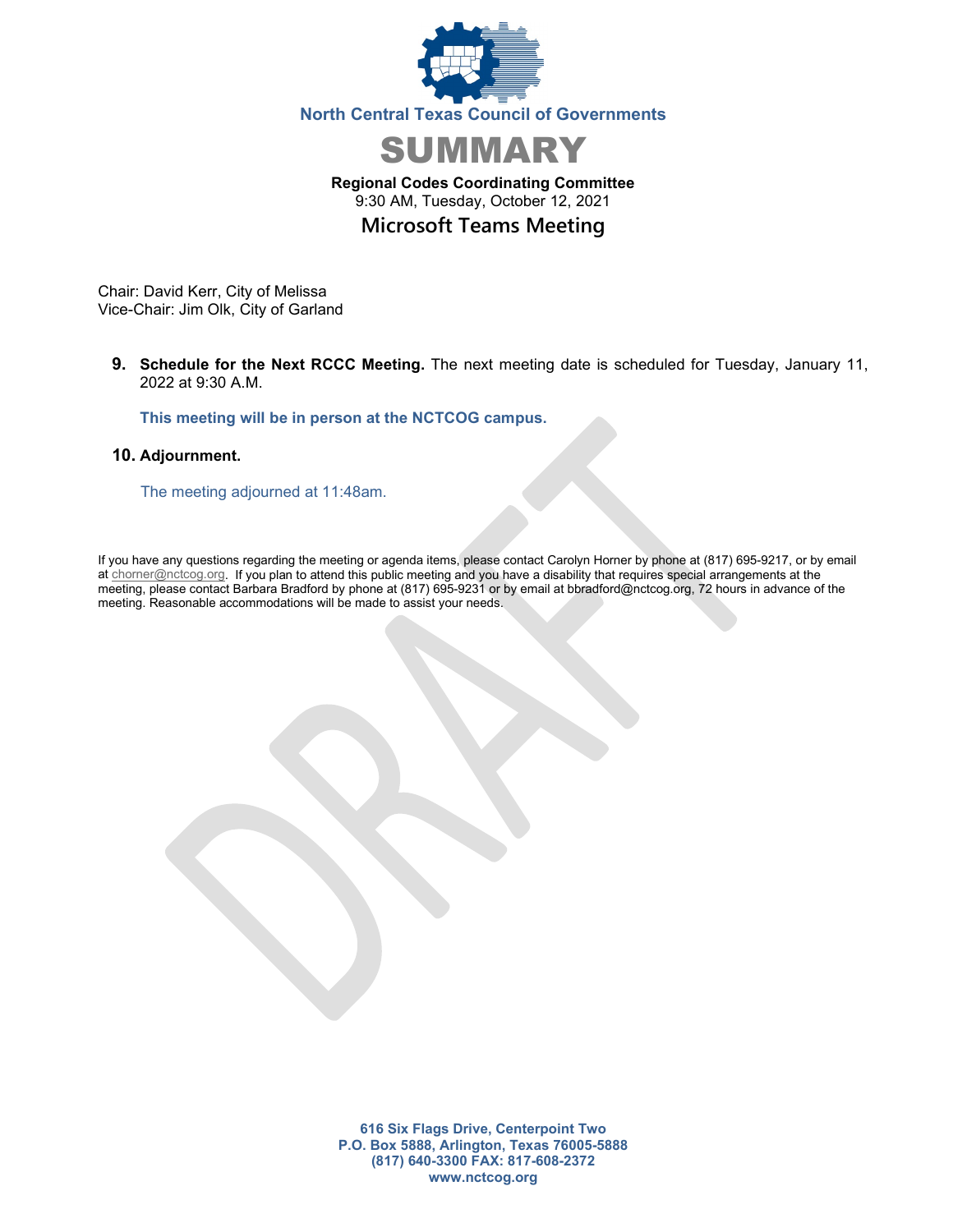North Central Texas Council of Governments

# SUMMARY

**Regional Codes Coordinating Committee**
9:30 AM, Tuesday, October 12, 2021

## Microsoft Teams Meeting

Chair: David Kerr, City of Melissa
Vice-Chair: Jim Olk, City of Garland

9. **Schedule for the Next RCCC Meeting.** The next meeting date is scheduled for Tuesday, January 11, 2022 at 9:30 A.M.

   **This meeting will be in person at the NCTCOG campus.**

10. **Adjournment.**

    The meeting adjourned at 11:48am.

If you have any questions regarding the meeting or agenda items, please contact Carolyn Horner by phone at (817) 695-9217, or by email at chorner@nctcog.org. If you plan to attend this public meeting and you have a disability that requires special arrangements at the meeting, please contact Barbara Bradford by phone at (817) 695-9231 or by email at bbradford@nctcog.org, 72 hours in advance of the meeting. Reasonable accommodations will be made to assist your needs.

DRAFT

**616 Six Flags Drive, Centerpoint Two**
**P.O. Box 5888, Arlington, Texas 76005-5888**
**(817) 640-3300 FAX: 817-608-2372**
**www.nctcog.org**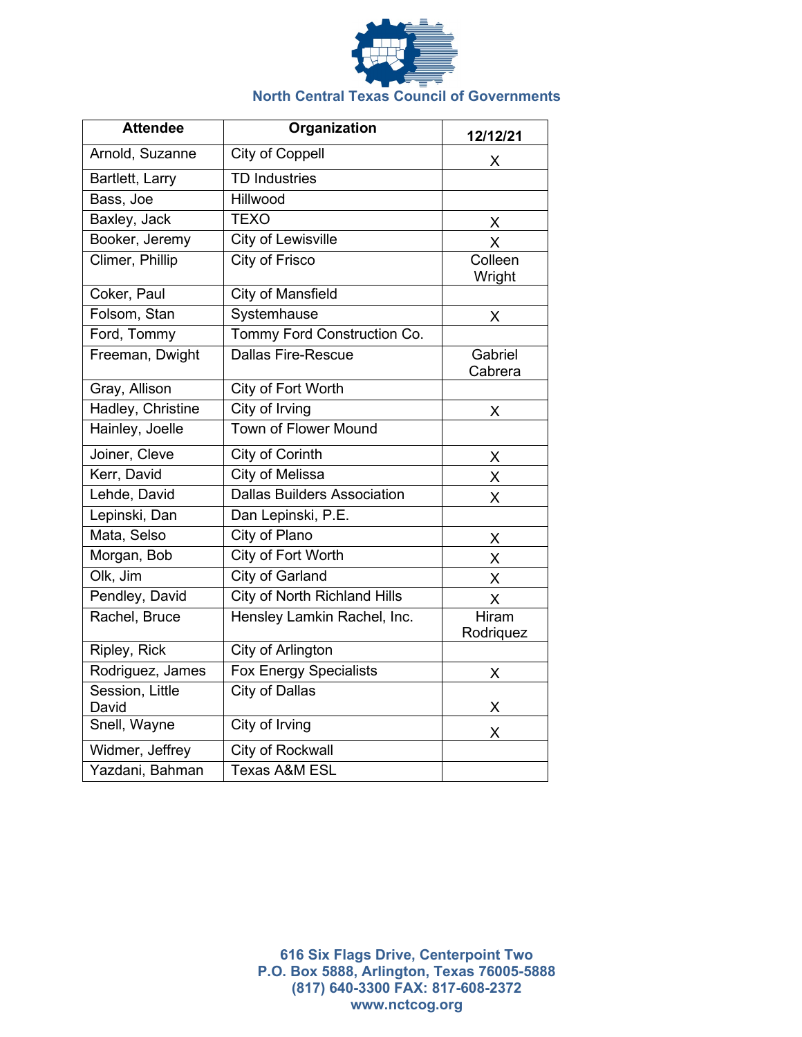North Central Texas Council of Governments

| Attendee | Organization | 12/12/21 |
| --- | --- | --- |
| Arnold, Suzanne | City of Coppell | X |
| Bartlett, Larry | TD Industries | |
| Bass, Joe | Hillwood | |
| Baxley, Jack | TEXO | X |
| Booker, Jeremy | City of Lewisville | X |
| Climer, Phillip | City of Frisco | Colleen Wright |
| Coker, Paul | City of Mansfield | |
| Folsom, Stan | Systemhause | X |
| Ford, Tommy | Tommy Ford Construction Co. | |
| Freeman, Dwight | Dallas Fire-Rescue | Gabriel Cabrera |
| Gray, Allison | City of Fort Worth | |
| Hadley, Christine | City of Irving | X |
| Hainley, Joelle | Town of Flower Mound | |
| Joiner, Cleve | City of Corinth | X |
| Kerr, David | City of Melissa | X |
| Lehde, David | Dallas Builders Association | X |
| Lepinski, Dan | Dan Lepinski, P.E. | |
| Mata, Selso | City of Plano | X |
| Morgan, Bob | City of Fort Worth | X |
| Olk, Jim | City of Garland | X |
| Pendley, David | City of North Richland Hills | X |
| Rachel, Bruce | Hensley Lamkin Rachel, Inc. | Hiram Rodriquez |
| Ripley, Rick | City of Arlington | |
| Rodriguez, James | Fox Energy Specialists | X |
| Session, Little David | City of Dallas | X |
| Snell, Wayne | City of Irving | X |
| Widmer, Jeffrey | City of Rockwall | |
| Yazdani, Bahman | Texas A&M ESL | |

616 Six Flags Drive, Centerpoint Two
P.O. Box 5888, Arlington, Texas 76005-5888
(817) 640-3300 FAX: 817-608-2372
www.nctcog.org